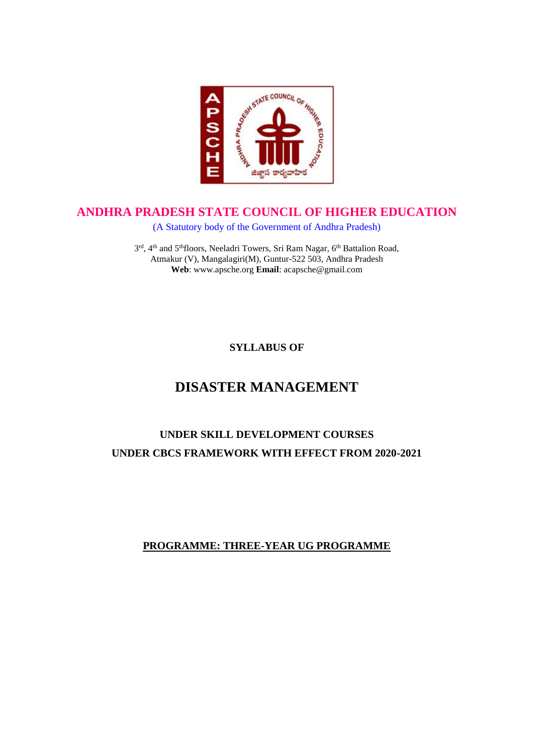# ANDHRA PRADESH STATE COUNCIL OF HIGHER EDUCATION

(A Statutory body of the Government of Andhra Pradesh)

3rd, 4th and 5th floors, Neeladri Towers, Sri Ram Nagar, 6th Battalion Road,
Atmakur (V), Mangalagiri(M), Guntur-522 503, Andhra Pradesh
**Web**: www.apsche.org **Email**: acapsche@gmail.com

**SYLLABUS OF**

# DISASTER MANAGEMENT

**UNDER SKILL DEVELOPMENT COURSES**

**UNDER CBCS FRAMEWORK WITH EFFECT FROM 2020-2021**

**PROGRAMME: THREE-YEAR UG PROGRAMME**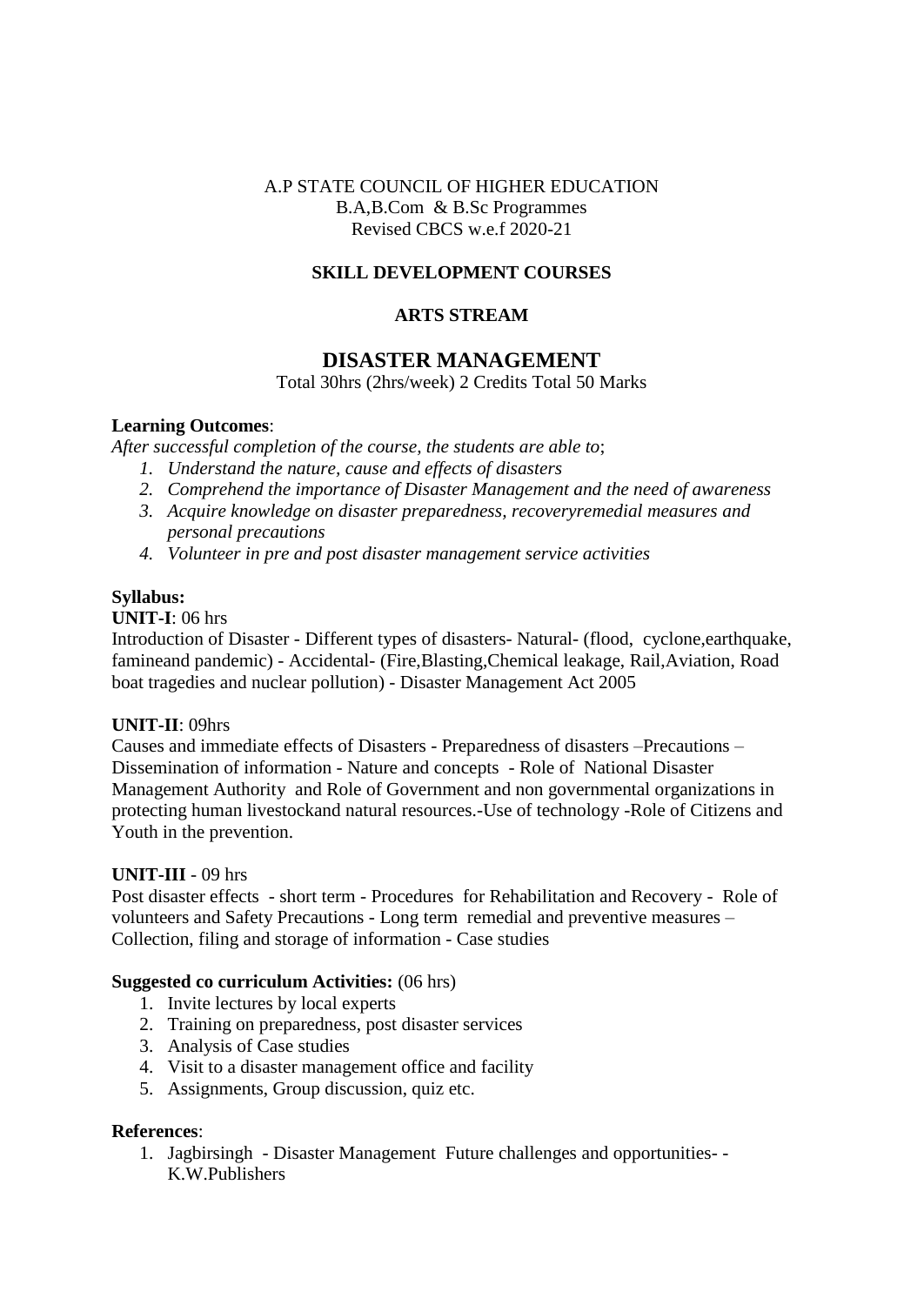A.P STATE COUNCIL OF HIGHER EDUCATION
B.A,B.Com & B.Sc Programmes
Revised CBCS w.e.f 2020-21

**SKILL DEVELOPMENT COURSES**

**ARTS STREAM**

# DISASTER MANAGEMENT

Total 30hrs (2hrs/week) 2 Credits Total 50 Marks

**Learning Outcomes**:

*After successful completion of the course, the students are able to*;

1. *Understand the nature, cause and effects of disasters*
2. *Comprehend the importance of Disaster Management and the need of awareness*
3. *Acquire knowledge on disaster preparedness, recoveryremedial measures and personal precautions*
4. *Volunteer in pre and post disaster management service activities*

**Syllabus:**

**UNIT-I**: 06 hrs

Introduction of Disaster - Different types of disasters- Natural- (flood, cyclone,earthquake, famineand pandemic) - Accidental- (Fire,Blasting,Chemical leakage, Rail,Aviation, Road boat tragedies and nuclear pollution) - Disaster Management Act 2005

**UNIT-II**: 09hrs

Causes and immediate effects of Disasters - Preparedness of disasters –Precautions – Dissemination of information - Nature and concepts - Role of National Disaster Management Authority and Role of Government and non governmental organizations in protecting human livestockand natural resources.-Use of technology -Role of Citizens and Youth in the prevention.

**UNIT-III** - 09 hrs

Post disaster effects - short term - Procedures for Rehabilitation and Recovery - Role of volunteers and Safety Precautions - Long term remedial and preventive measures – Collection, filing and storage of information - Case studies

**Suggested co curriculum Activities:** (06 hrs)

1. Invite lectures by local experts
2. Training on preparedness, post disaster services
3. Analysis of Case studies
4. Visit to a disaster management office and facility
5. Assignments, Group discussion, quiz etc.

**References**:

1. Jagbirsingh - Disaster Management Future challenges and opportunities- - K.W.Publishers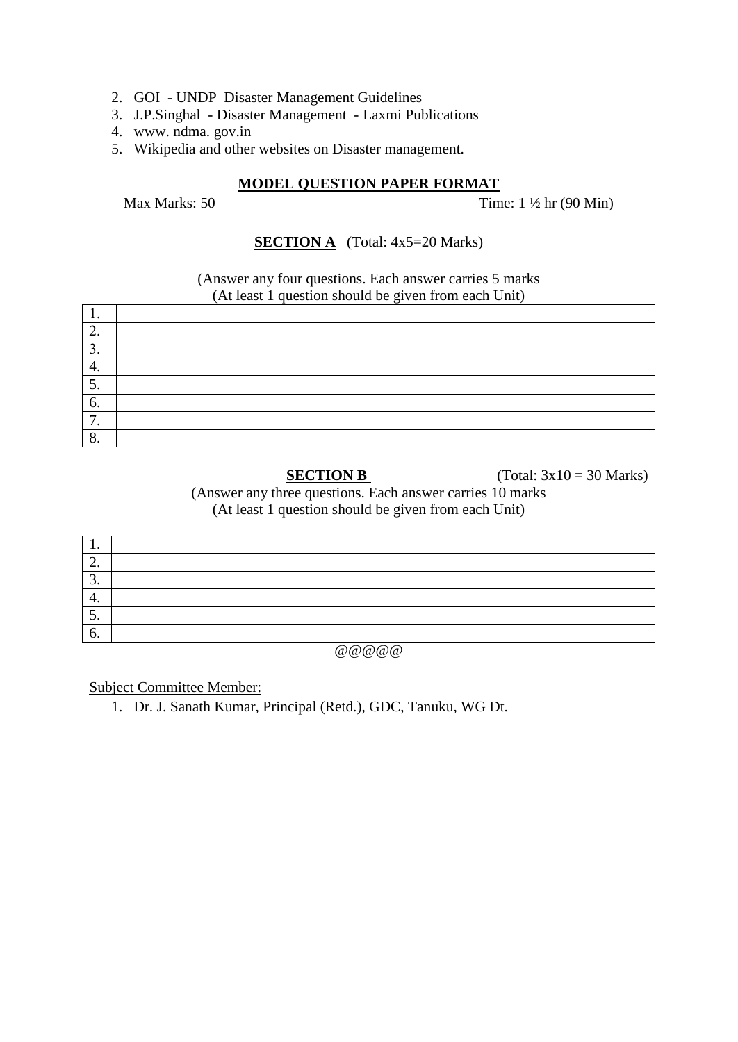2. GOI - UNDP Disaster Management Guidelines
3. J.P.Singhal - Disaster Management - Laxmi Publications
4. www. ndma. gov.in
5. Wikipedia and other websites on Disaster management.

## MODEL QUESTION PAPER FORMAT

Max Marks: 50 Time: 1 ½ hr (90 Min)

**SECTION A** (Total: 4x5=20 Marks)

(Answer any four questions. Each answer carries 5 marks
(At least 1 question should be given from each Unit)

| | |
|---|---|
| 1. | |
| 2. | |
| 3. | |
| 4. | |
| 5. | |
| 6. | |
| 7. | |
| 8. | |

**SECTION B** (Total: 3x10 = 30 Marks)

(Answer any three questions. Each answer carries 10 marks
(At least 1 question should be given from each Unit)

| | |
|---|---|
| 1. | |
| 2. | |
| 3. | |
| 4. | |
| 5. | |
| 6. | |

@@@@@

Subject Committee Member:

1. Dr. J. Sanath Kumar, Principal (Retd.), GDC, Tanuku, WG Dt.